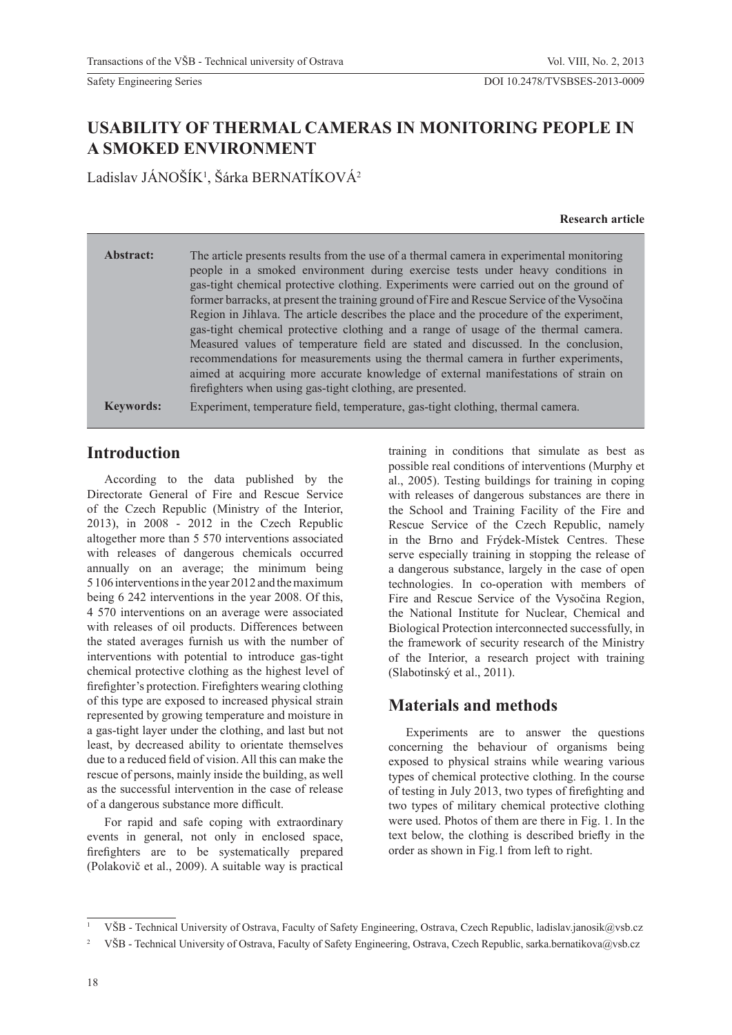# USABILITY OF THERMAL CAMERAS IN MONITORING PEOPLE IN A SMOKED ENVIRONMENT

Ladislav JÁNOŠÍK[1], Šárka BERNATÍKOVÁ[2]

**Research article**

**Abstract:** The article presents results from the use of a thermal camera in experimental monitoring people in a smoked environment during exercise tests under heavy conditions in gas-tight chemical protective clothing. Experiments were carried out on the ground of former barracks, at present the training ground of Fire and Rescue Service of the Vysočina Region in Jihlava. The article describes the place and the procedure of the experiment, gas-tight chemical protective clothing and a range of usage of the thermal camera. Measured values of temperature field are stated and discussed. In the conclusion, recommendations for measurements using the thermal camera in further experiments, aimed at acquiring more accurate knowledge of external manifestations of strain on firefighters when using gas-tight clothing, are presented.

**Keywords:** Experiment, temperature field, temperature, gas-tight clothing, thermal camera.

## Introduction

According to the data published by the Directorate General of Fire and Rescue Service of the Czech Republic (Ministry of the Interior, 2013), in 2008 - 2012 in the Czech Republic altogether more than 5 570 interventions associated with releases of dangerous chemicals occurred annually on an average; the minimum being 5 106 interventions in the year 2012 and the maximum being 6 242 interventions in the year 2008. Of this, 4 570 interventions on an average were associated with releases of oil products. Differences between the stated averages furnish us with the number of interventions with potential to introduce gas-tight chemical protective clothing as the highest level of firefighter's protection. Firefighters wearing clothing of this type are exposed to increased physical strain represented by growing temperature and moisture in a gas-tight layer under the clothing, and last but not least, by decreased ability to orientate themselves due to a reduced field of vision. All this can make the rescue of persons, mainly inside the building, as well as the successful intervention in the case of release of a dangerous substance more difficult.

For rapid and safe coping with extraordinary events in general, not only in enclosed space, firefighters are to be systematically prepared (Polakovič et al., 2009). A suitable way is practical training in conditions that simulate as best as possible real conditions of interventions (Murphy et al., 2005). Testing buildings for training in coping with releases of dangerous substances are there in the School and Training Facility of the Fire and Rescue Service of the Czech Republic, namely in the Brno and Frýdek-Místek Centres. These serve especially training in stopping the release of a dangerous substance, largely in the case of open technologies. In co-operation with members of Fire and Rescue Service of the Vysočina Region, the National Institute for Nuclear, Chemical and Biological Protection interconnected successfully, in the framework of security research of the Ministry of the Interior, a research project with training (Slabotinský et al., 2011).

## Materials and methods

Experiments are to answer the questions concerning the behaviour of organisms being exposed to physical strains while wearing various types of chemical protective clothing. In the course of testing in July 2013, two types of firefighting and two types of military chemical protective clothing were used. Photos of them are there in Fig. 1. In the text below, the clothing is described briefly in the order as shown in Fig.1 from left to right.

---

[1] VŠB - Technical University of Ostrava, Faculty of Safety Engineering, Ostrava, Czech Republic, ladislav.janosik@vsb.cz

[2] VŠB - Technical University of Ostrava, Faculty of Safety Engineering, Ostrava, Czech Republic, sarka.bernatikova@vsb.cz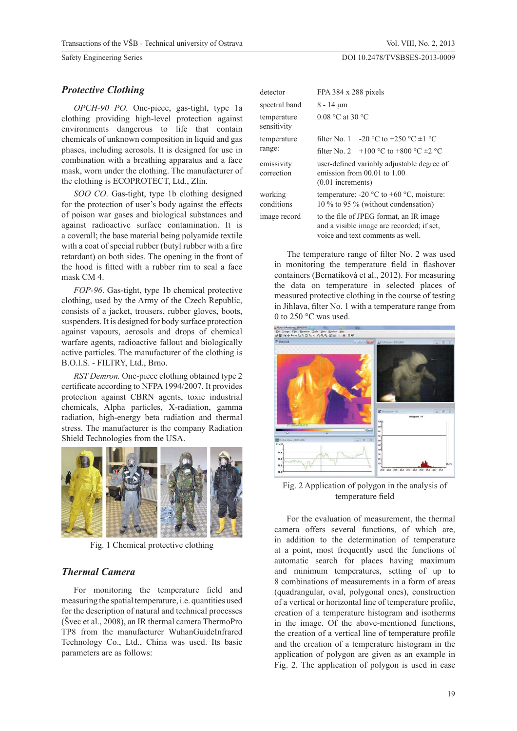## Protective Clothing

*OPCH-90 PO.* One-piece, gas-tight, type 1a clothing providing high-level protection against environments dangerous to life that contain chemicals of unknown composition in liquid and gas phases, including aerosols. It is designed for use in combination with a breathing apparatus and a face mask, worn under the clothing. The manufacturer of the clothing is ECOPROTECT, Ltd., Zlín.

*SOO CO.* Gas-tight, type 1b clothing designed for the protection of user's body against the effects of poison war gases and biological substances and against radioactive surface contamination. It is a coverall; the base material being polyamide textile with a coat of special rubber (butyl rubber with a fire retardant) on both sides. The opening in the front of the hood is fitted with a rubber rim to seal a face mask CM 4.

*FOP-96.* Gas-tight, type 1b chemical protective clothing, used by the Army of the Czech Republic, consists of a jacket, trousers, rubber gloves, boots, suspenders. It is designed for body surface protection against vapours, aerosols and drops of chemical warfare agents, radioactive fallout and biologically active particles. The manufacturer of the clothing is B.O.I.S. - FILTRY, Ltd., Brno.

*RST Demron.* One-piece clothing obtained type 2 certificate according to NFPA 1994/2007. It provides protection against CBRN agents, toxic industrial chemicals, Alpha particles, X-radiation, gamma radiation, high-energy beta radiation and thermal stress. The manufacturer is the company Radiation Shield Technologies from the USA.

Fig. 1 Chemical protective clothing

## Thermal Camera

For monitoring the temperature field and measuring the spatial temperature, i.e. quantities used for the description of natural and technical processes (Švec et al., 2008), an IR thermal camera ThermoPro TP8 from the manufacturer WuhanGuideInfrared Technology Co., Ltd., China was used. Its basic parameters are as follows:

| | |
|---|---|
| detector | FPA 384 x 288 pixels |
| spectral band | 8 - 14 μm |
| temperature sensitivity | 0.08 °C at 30 °C |
| temperature range: | filter No. 1 -20 °C to +250 °C ±1 °C<br>filter No. 2 +100 °C to +800 °C ±2 °C |
| emissivity correction | user-defined variably adjustable degree of emission from 00.01 to 1.00 (0.01 increments) |
| working conditions | temperature: -20 °C to +60 °C, moisture: 10 % to 95 % (without condensation) |
| image record | to the file of JPEG format, an IR image and a visible image are recorded; if set, voice and text comments as well. |

The temperature range of filter No. 2 was used in monitoring the temperature field in flashover containers (Bernatíková et al., 2012). For measuring the data on temperature in selected places of measured protective clothing in the course of testing in Jihlava, filter No. 1 with a temperature range from 0 to 250 °C was used.

Fig. 2 Application of polygon in the analysis of temperature field

For the evaluation of measurement, the thermal camera offers several functions, of which are, in addition to the determination of temperature at a point, most frequently used the functions of automatic search for places having maximum and minimum temperatures, setting of up to 8 combinations of measurements in a form of areas (quadrangular, oval, polygonal ones), construction of a vertical or horizontal line of temperature profile, creation of a temperature histogram and isotherms in the image. Of the above-mentioned functions, the creation of a vertical line of temperature profile and the creation of a temperature histogram in the application of polygon are given as an example in Fig. 2. The application of polygon is used in case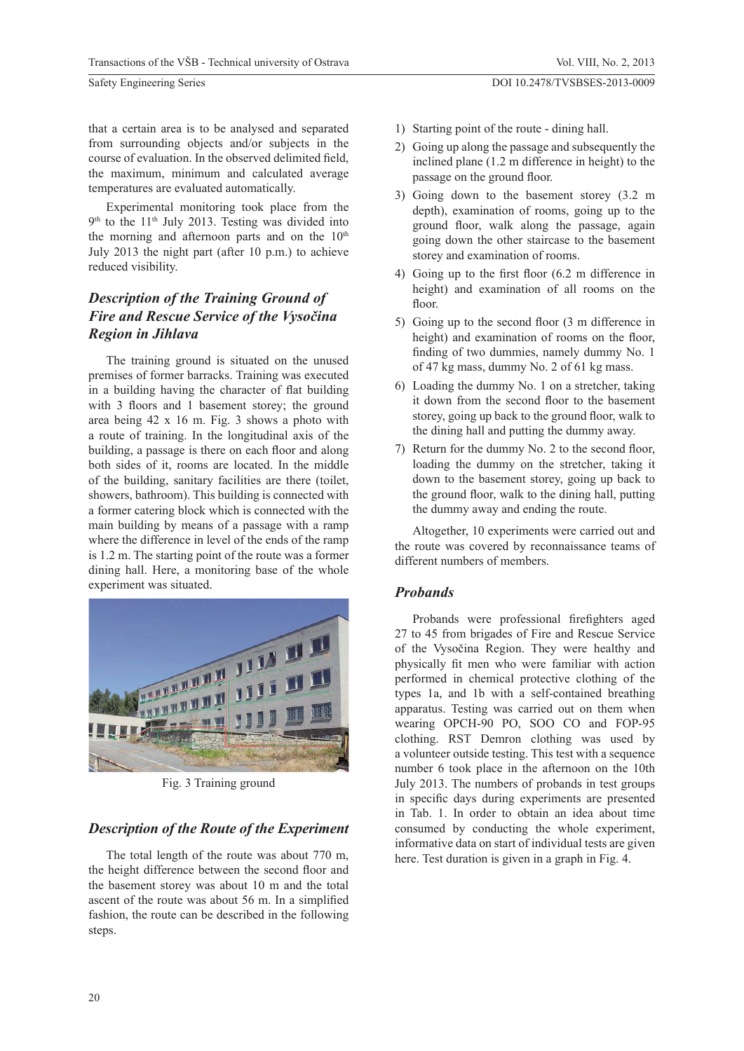that a certain area is to be analysed and separated from surrounding objects and/or subjects in the course of evaluation. In the observed delimited field, the maximum, minimum and calculated average temperatures are evaluated automatically.

Experimental monitoring took place from the 9th to the 11th July 2013. Testing was divided into the morning and afternoon parts and on the 10th July 2013 the night part (after 10 p.m.) to achieve reduced visibility.

## *Description of the Training Ground of Fire and Rescue Service of the Vysočina Region in Jihlava*

The training ground is situated on the unused premises of former barracks. Training was executed in a building having the character of flat building with 3 floors and 1 basement storey; the ground area being 42 x 16 m. Fig. 3 shows a photo with a route of training. In the longitudinal axis of the building, a passage is there on each floor and along both sides of it, rooms are located. In the middle of the building, sanitary facilities are there (toilet, showers, bathroom). This building is connected with a former catering block which is connected with the main building by means of a passage with a ramp where the difference in level of the ends of the ramp is 1.2 m. The starting point of the route was a former dining hall. Here, a monitoring base of the whole experiment was situated.

Fig. 3 Training ground

## *Description of the Route of the Experiment*

The total length of the route was about 770 m, the height difference between the second floor and the basement storey was about 10 m and the total ascent of the route was about 56 m. In a simplified fashion, the route can be described in the following steps.

1) Starting point of the route - dining hall.
2) Going up along the passage and subsequently the inclined plane (1.2 m difference in height) to the passage on the ground floor.
3) Going down to the basement storey (3.2 m depth), examination of rooms, going up to the ground floor, walk along the passage, again going down the other staircase to the basement storey and examination of rooms.
4) Going up to the first floor (6.2 m difference in height) and examination of all rooms on the floor.
5) Going up to the second floor (3 m difference in height) and examination of rooms on the floor, finding of two dummies, namely dummy No. 1 of 47 kg mass, dummy No. 2 of 61 kg mass.
6) Loading the dummy No. 1 on a stretcher, taking it down from the second floor to the basement storey, going up back to the ground floor, walk to the dining hall and putting the dummy away.
7) Return for the dummy No. 2 to the second floor, loading the dummy on the stretcher, taking it down to the basement storey, going up back to the ground floor, walk to the dining hall, putting the dummy away and ending the route.

Altogether, 10 experiments were carried out and the route was covered by reconnaissance teams of different numbers of members.

## *Probands*

Probands were professional firefighters aged 27 to 45 from brigades of Fire and Rescue Service of the Vysočina Region. They were healthy and physically fit men who were familiar with action performed in chemical protective clothing of the types 1a, and 1b with a self-contained breathing apparatus. Testing was carried out on them when wearing OPCH-90 PO, SOO CO and FOP-95 clothing. RST Demron clothing was used by a volunteer outside testing. This test with a sequence number 6 took place in the afternoon on the 10th July 2013. The numbers of probands in test groups in specific days during experiments are presented in Tab. 1. In order to obtain an idea about time consumed by conducting the whole experiment, informative data on start of individual tests are given here. Test duration is given in a graph in Fig. 4.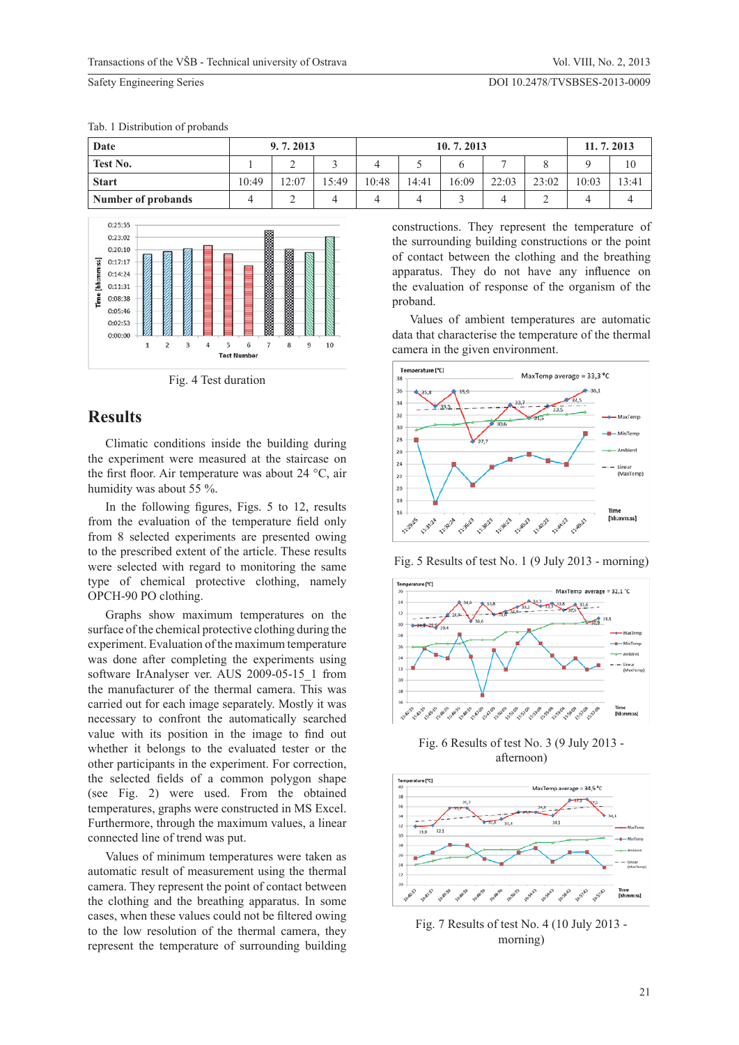Tab. 1 Distribution of probands

| Date | 9. 7. 2013 | | | 10. 7. 2013 | | | | | 11. 7. 2013 | |
|---|---|---|---|---|---|---|---|---|---|---|
| **Test No.** | 1 | 2 | 3 | 4 | 5 | 6 | 7 | 8 | 9 | 10 |
| **Start** | 10:49 | 12:07 | 15:49 | 10:48 | 14:41 | 16:09 | 22:03 | 23:02 | 10:03 | 13:41 |
| **Number of probands** | 4 | 2 | 4 | 4 | 4 | 3 | 4 | 2 | 4 | 4 |

Fig. 4 Test duration

## Results

Climatic conditions inside the building during the experiment were measured at the staircase on the first floor. Air temperature was about 24 °C, air humidity was about 55 %.

In the following figures, Figs. 5 to 12, results from the evaluation of the temperature field only from 8 selected experiments are presented owing to the prescribed extent of the article. These results were selected with regard to monitoring the same type of chemical protective clothing, namely OPCH-90 PO clothing.

Graphs show maximum temperatures on the surface of the chemical protective clothing during the experiment. Evaluation of the maximum temperature was done after completing the experiments using software IrAnalyser ver. AUS 2009-05-15_1 from the manufacturer of the thermal camera. This was carried out for each image separately. Mostly it was necessary to confront the automatically searched value with its position in the image to find out whether it belongs to the evaluated tester or the other participants in the experiment. For correction, the selected fields of a common polygon shape (see Fig. 2) were used. From the obtained temperatures, graphs were constructed in MS Excel. Furthermore, through the maximum values, a linear connected line of trend was put.

Values of minimum temperatures were taken as automatic result of measurement using the thermal camera. They represent the point of contact between the clothing and the breathing apparatus. In some cases, when these values could not be filtered owing to the low resolution of the thermal camera, they represent the temperature of surrounding building constructions. They represent the temperature of the surrounding building constructions or the point of contact between the clothing and the breathing apparatus. They do not have any influence on the evaluation of response of the organism of the proband.

Values of ambient temperatures are automatic data that characterise the temperature of the thermal camera in the given environment.

Fig. 5 Results of test No. 1 (9 July 2013 - morning)

Fig. 6 Results of test No. 3 (9 July 2013 - afternoon)

Fig. 7 Results of test No. 4 (10 July 2013 - morning)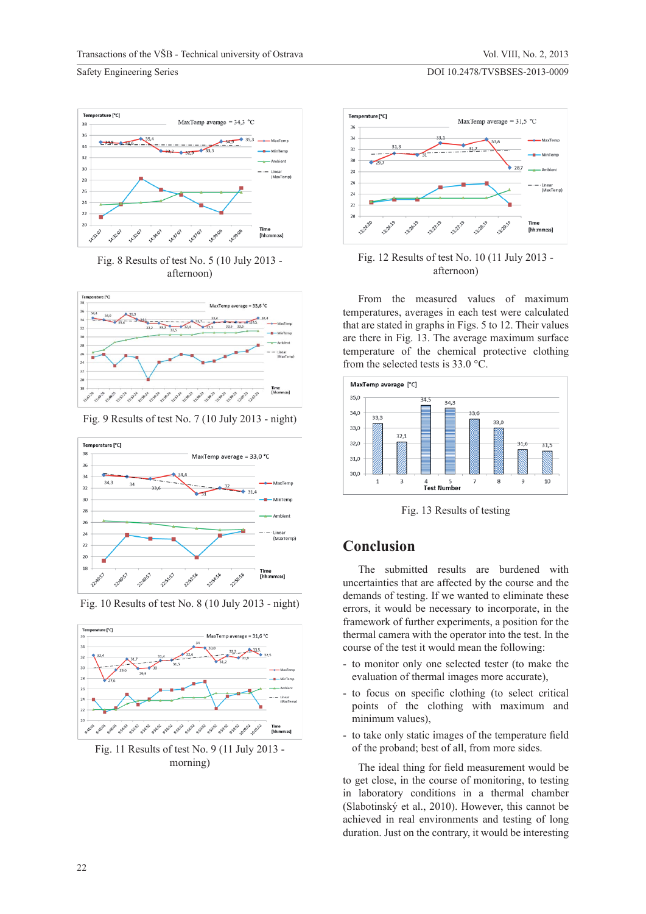Fig. 8 Results of test No. 5 (10 July 2013 - afternoon)

Fig. 9 Results of test No. 7 (10 July 2013 - night)

Fig. 10 Results of test No. 8 (10 July 2013 - night)

Fig. 11 Results of test No. 9 (11 July 2013 - morning)

Fig. 12 Results of test No. 10 (11 July 2013 - afternoon)

From the measured values of maximum temperatures, averages in each test were calculated that are stated in graphs in Figs. 5 to 12. Their values are there in Fig. 13. The average maximum surface temperature of the chemical protective clothing from the selected tests is 33.0 °C.

Fig. 13 Results of testing

## Conclusion

The submitted results are burdened with uncertainties that are affected by the course and the demands of testing. If we wanted to eliminate these errors, it would be necessary to incorporate, in the framework of further experiments, a position for the thermal camera with the operator into the test. In the course of the test it would mean the following:

- to monitor only one selected tester (to make the evaluation of thermal images more accurate),
- to focus on specific clothing (to select critical points of the clothing with maximum and minimum values),
- to take only static images of the temperature field of the proband; best of all, from more sides.

The ideal thing for field measurement would be to get close, in the course of monitoring, to testing in laboratory conditions in a thermal chamber (Slabotinský et al., 2010). However, this cannot be achieved in real environments and testing of long duration. Just on the contrary, it would be interesting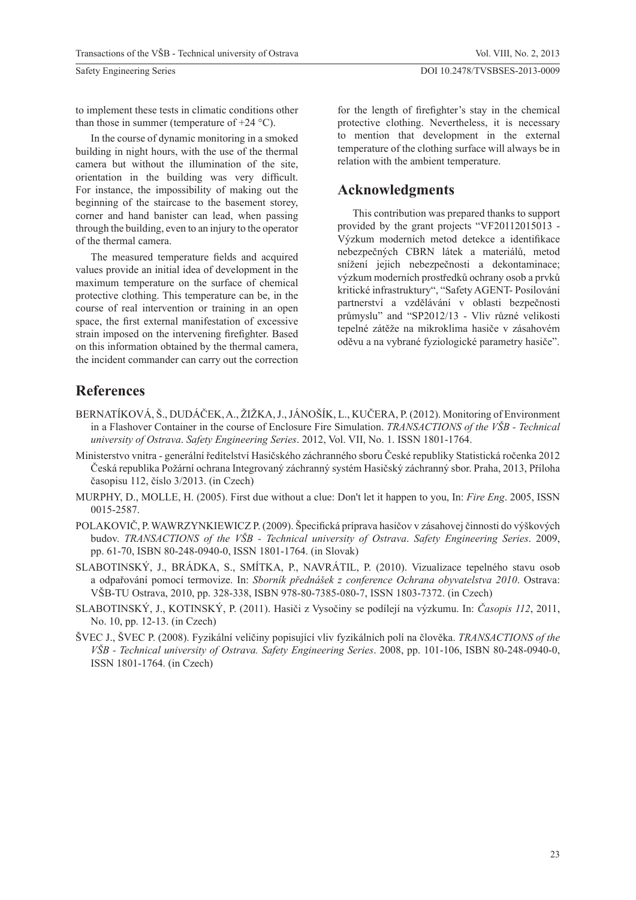to implement these tests in climatic conditions other than those in summer (temperature of +24 °C).

In the course of dynamic monitoring in a smoked building in night hours, with the use of the thermal camera but without the illumination of the site, orientation in the building was very difficult. For instance, the impossibility of making out the beginning of the staircase to the basement storey, corner and hand banister can lead, when passing through the building, even to an injury to the operator of the thermal camera.

The measured temperature fields and acquired values provide an initial idea of development in the maximum temperature on the surface of chemical protective clothing. This temperature can be, in the course of real intervention or training in an open space, the first external manifestation of excessive strain imposed on the intervening firefighter. Based on this information obtained by the thermal camera, the incident commander can carry out the correction for the length of firefighter's stay in the chemical protective clothing. Nevertheless, it is necessary to mention that development in the external temperature of the clothing surface will always be in relation with the ambient temperature.

## Acknowledgments

This contribution was prepared thanks to support provided by the grant projects "VF20112015013 - Výzkum moderních metod detekce a identifikace nebezpečných CBRN látek a materiálů, metod snížení jejich nebezpečnosti a dekontaminace; výzkum moderních prostředků ochrany osob a prvků kritické infrastruktury", "Safety AGENT- Posilování partnerství a vzdělávání v oblasti bezpečnosti průmyslu" and "SP2012/13 - Vliv různé velikosti tepelné zátěže na mikroklima hasiče v zásahovém oděvu a na vybrané fyziologické parametry hasiče".

## References

BERNATÍKOVÁ, Š., DUDÁČEK, A., ŽIŽKA, J., JÁNOŠÍK, L., KUČERA, P. (2012). Monitoring of Environment in a Flashover Container in the course of Enclosure Fire Simulation. *TRANSACTIONS of the VŠB - Technical university of Ostrava*. *Safety Engineering Series*. 2012, Vol. VII, No. 1. ISSN 1801-1764.

Ministerstvo vnitra - generální ředitelství Hasičského záchranného sboru České republiky Statistická ročenka 2012 Česká republika Požární ochrana Integrovaný záchranný systém Hasičský záchranný sbor. Praha, 2013, Příloha časopisu 112, číslo 3/2013. (in Czech)

MURPHY, D., MOLLE, H. (2005). First due without a clue: Don't let it happen to you, In: *Fire Eng*. 2005, ISSN 0015-2587.

POLAKOVIČ, P. WAWRZYNKIEWICZ P. (2009). Špecifická príprava hasičov v zásahovej činnosti do výškových budov. *TRANSACTIONS of the VŠB - Technical university of Ostrava*. *Safety Engineering Series*. 2009, pp. 61-70, ISBN 80-248-0940-0, ISSN 1801-1764. (in Slovak)

SLABOTINSKÝ, J., BRÁDKA, S., SMÍTKA, P., NAVRÁTIL, P. (2010). Vizualizace tepelného stavu osob a odpařování pomocí termovize. In: *Sborník přednášek z conference Ochrana obyvatelstva 2010*. Ostrava: VŠB-TU Ostrava, 2010, pp. 328-338, ISBN 978-80-7385-080-7, ISSN 1803-7372. (in Czech)

SLABOTINSKÝ, J., KOTINSKÝ, P. (2011). Hasiči z Vysočiny se podílejí na výzkumu. In: *Časopis 112*, 2011, No. 10, pp. 12-13. (in Czech)

ŠVEC J., ŠVEC P. (2008). Fyzikální veličiny popisující vliv fyzikálních polí na člověka. *TRANSACTIONS of the VŠB - Technical university of Ostrava. Safety Engineering Series*. 2008, pp. 101-106, ISBN 80-248-0940-0, ISSN 1801-1764. (in Czech)